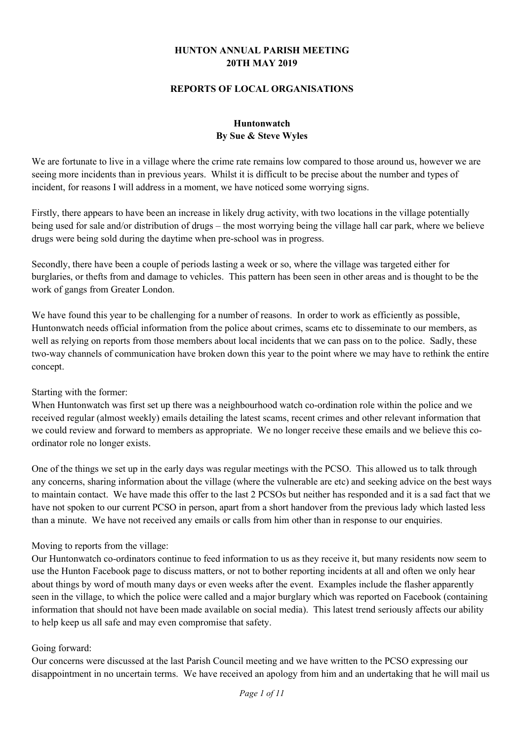# HUNTON ANNUAL PARISH MEETING
# 20TH MAY 2019

## REPORTS OF LOCAL ORGANISATIONS

### Huntonwatch
**By Sue & Steve Wyles**

We are fortunate to live in a village where the crime rate remains low compared to those around us, however we are seeing more incidents than in previous years. Whilst it is difficult to be precise about the number and types of incident, for reasons I will address in a moment, we have noticed some worrying signs.

Firstly, there appears to have been an increase in likely drug activity, with two locations in the village potentially being used for sale and/or distribution of drugs – the most worrying being the village hall car park, where we believe drugs were being sold during the daytime when pre-school was in progress.

Secondly, there have been a couple of periods lasting a week or so, where the village was targeted either for burglaries, or thefts from and damage to vehicles. This pattern has been seen in other areas and is thought to be the work of gangs from Greater London.

We have found this year to be challenging for a number of reasons. In order to work as efficiently as possible, Huntonwatch needs official information from the police about crimes, scams etc to disseminate to our members, as well as relying on reports from those members about local incidents that we can pass on to the police. Sadly, these two-way channels of communication have broken down this year to the point where we may have to rethink the entire concept.

Starting with the former:
When Huntonwatch was first set up there was a neighbourhood watch co-ordination role within the police and we received regular (almost weekly) emails detailing the latest scams, recent crimes and other relevant information that we could review and forward to members as appropriate. We no longer receive these emails and we believe this co-ordinator role no longer exists.

One of the things we set up in the early days was regular meetings with the PCSO. This allowed us to talk through any concerns, sharing information about the village (where the vulnerable are etc) and seeking advice on the best ways to maintain contact. We have made this offer to the last 2 PCSOs but neither has responded and it is a sad fact that we have not spoken to our current PCSO in person, apart from a short handover from the previous lady which lasted less than a minute. We have not received any emails or calls from him other than in response to our enquiries.

Moving to reports from the village:
Our Huntonwatch co-ordinators continue to feed information to us as they receive it, but many residents now seem to use the Hunton Facebook page to discuss matters, or not to bother reporting incidents at all and often we only hear about things by word of mouth many days or even weeks after the event. Examples include the flasher apparently seen in the village, to which the police were called and a major burglary which was reported on Facebook (containing information that should not have been made available on social media). This latest trend seriously affects our ability to help keep us all safe and may even compromise that safety.

Going forward:
Our concerns were discussed at the last Parish Council meeting and we have written to the PCSO expressing our disappointment in no uncertain terms. We have received an apology from him and an undertaking that he will mail us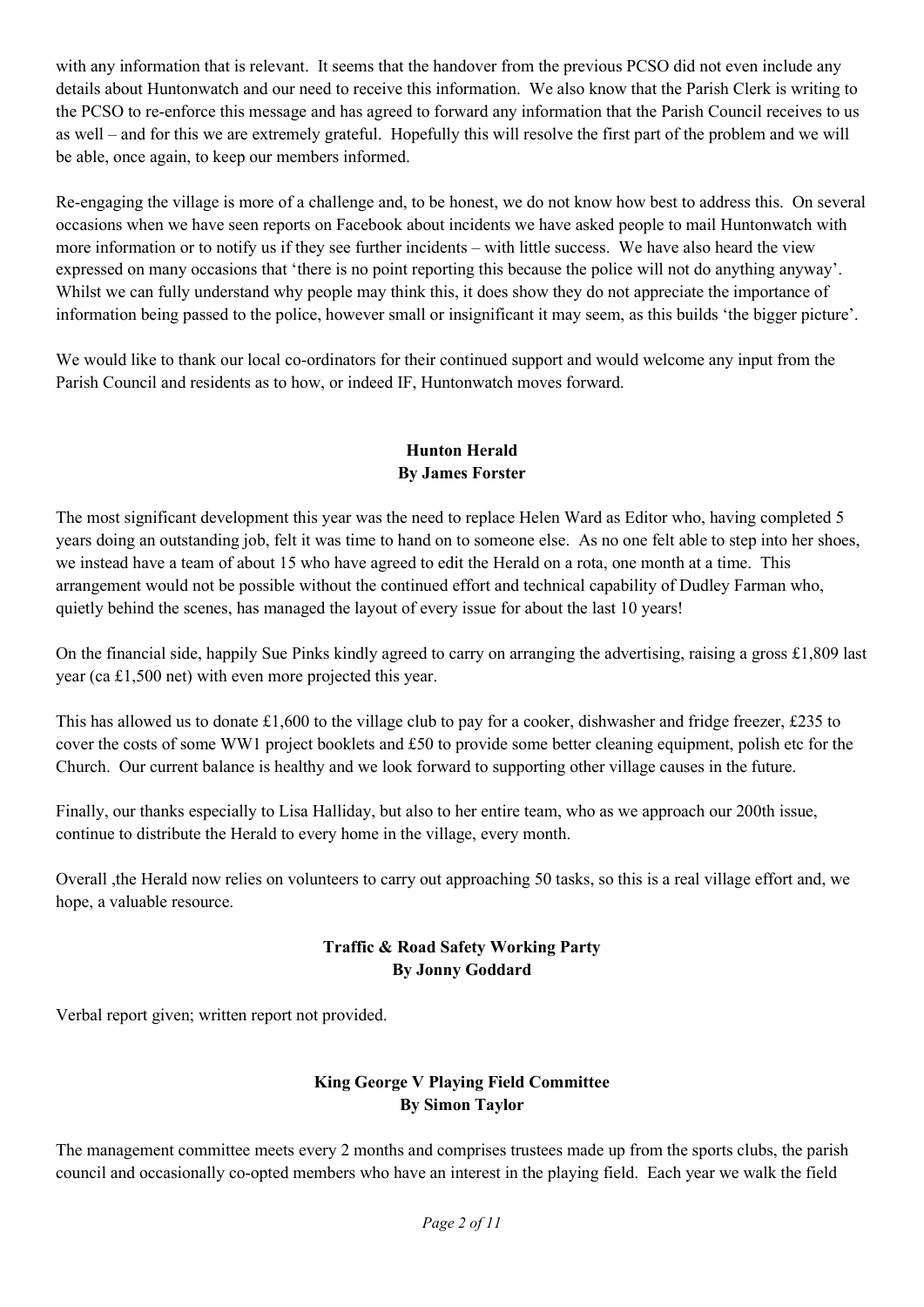with any information that is relevant. It seems that the handover from the previous PCSO did not even include any details about Huntonwatch and our need to receive this information. We also know that the Parish Clerk is writing to the PCSO to re-enforce this message and has agreed to forward any information that the Parish Council receives to us as well – and for this we are extremely grateful. Hopefully this will resolve the first part of the problem and we will be able, once again, to keep our members informed.

Re-engaging the village is more of a challenge and, to be honest, we do not know how best to address this. On several occasions when we have seen reports on Facebook about incidents we have asked people to mail Huntonwatch with more information or to notify us if they see further incidents – with little success. We have also heard the view expressed on many occasions that 'there is no point reporting this because the police will not do anything anyway'. Whilst we can fully understand why people may think this, it does show they do not appreciate the importance of information being passed to the police, however small or insignificant it may seem, as this builds 'the bigger picture'.

We would like to thank our local co-ordinators for their continued support and would welcome any input from the Parish Council and residents as to how, or indeed IF, Huntonwatch moves forward.

## Hunton Herald
**By James Forster**

The most significant development this year was the need to replace Helen Ward as Editor who, having completed 5 years doing an outstanding job, felt it was time to hand on to someone else. As no one felt able to step into her shoes, we instead have a team of about 15 who have agreed to edit the Herald on a rota, one month at a time. This arrangement would not be possible without the continued effort and technical capability of Dudley Farman who, quietly behind the scenes, has managed the layout of every issue for about the last 10 years!

On the financial side, happily Sue Pinks kindly agreed to carry on arranging the advertising, raising a gross £1,809 last year (ca £1,500 net) with even more projected this year.

This has allowed us to donate £1,600 to the village club to pay for a cooker, dishwasher and fridge freezer, £235 to cover the costs of some WW1 project booklets and £50 to provide some better cleaning equipment, polish etc for the Church. Our current balance is healthy and we look forward to supporting other village causes in the future.

Finally, our thanks especially to Lisa Halliday, but also to her entire team, who as we approach our 200th issue, continue to distribute the Herald to every home in the village, every month.

Overall ,the Herald now relies on volunteers to carry out approaching 50 tasks, so this is a real village effort and, we hope, a valuable resource.

## Traffic & Road Safety Working Party
**By Jonny Goddard**

Verbal report given; written report not provided.

## King George V Playing Field Committee
**By Simon Taylor**

The management committee meets every 2 months and comprises trustees made up from the sports clubs, the parish council and occasionally co-opted members who have an interest in the playing field. Each year we walk the field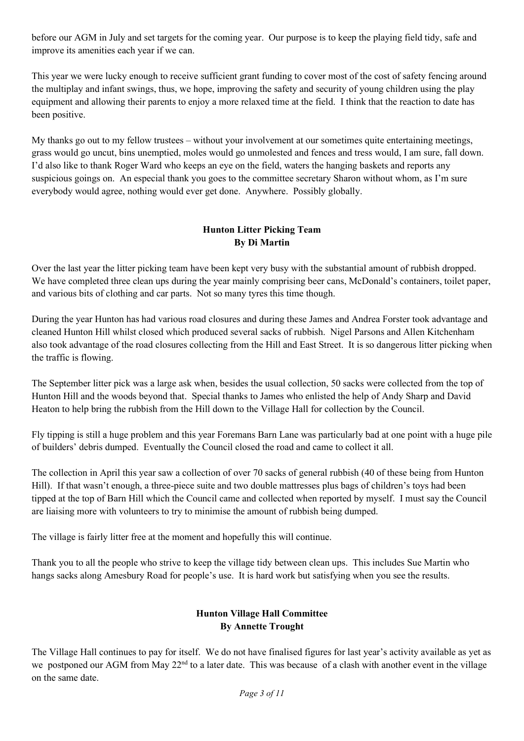before our AGM in July and set targets for the coming year. Our purpose is to keep the playing field tidy, safe and improve its amenities each year if we can.

This year we were lucky enough to receive sufficient grant funding to cover most of the cost of safety fencing around the multiplay and infant swings, thus, we hope, improving the safety and security of young children using the play equipment and allowing their parents to enjoy a more relaxed time at the field. I think that the reaction to date has been positive.

My thanks go out to my fellow trustees – without your involvement at our sometimes quite entertaining meetings, grass would go uncut, bins unemptied, moles would go unmolested and fences and tress would, I am sure, fall down. I'd also like to thank Roger Ward who keeps an eye on the field, waters the hanging baskets and reports any suspicious goings on. An especial thank you goes to the committee secretary Sharon without whom, as I'm sure everybody would agree, nothing would ever get done. Anywhere. Possibly globally.

## Hunton Litter Picking Team
**By Di Martin**

Over the last year the litter picking team have been kept very busy with the substantial amount of rubbish dropped. We have completed three clean ups during the year mainly comprising beer cans, McDonald's containers, toilet paper, and various bits of clothing and car parts. Not so many tyres this time though.

During the year Hunton has had various road closures and during these James and Andrea Forster took advantage and cleaned Hunton Hill whilst closed which produced several sacks of rubbish. Nigel Parsons and Allen Kitchenham also took advantage of the road closures collecting from the Hill and East Street. It is so dangerous litter picking when the traffic is flowing.

The September litter pick was a large ask when, besides the usual collection, 50 sacks were collected from the top of Hunton Hill and the woods beyond that. Special thanks to James who enlisted the help of Andy Sharp and David Heaton to help bring the rubbish from the Hill down to the Village Hall for collection by the Council.

Fly tipping is still a huge problem and this year Foremans Barn Lane was particularly bad at one point with a huge pile of builders' debris dumped. Eventually the Council closed the road and came to collect it all.

The collection in April this year saw a collection of over 70 sacks of general rubbish (40 of these being from Hunton Hill). If that wasn't enough, a three-piece suite and two double mattresses plus bags of children's toys had been tipped at the top of Barn Hill which the Council came and collected when reported by myself. I must say the Council are liaising more with volunteers to try to minimise the amount of rubbish being dumped.

The village is fairly litter free at the moment and hopefully this will continue.

Thank you to all the people who strive to keep the village tidy between clean ups. This includes Sue Martin who hangs sacks along Amesbury Road for people's use. It is hard work but satisfying when you see the results.

## Hunton Village Hall Committee
**By Annette Trought**

The Village Hall continues to pay for itself. We do not have finalised figures for last year's activity available as yet as we postponed our AGM from May 22nd to a later date. This was because of a clash with another event in the village on the same date.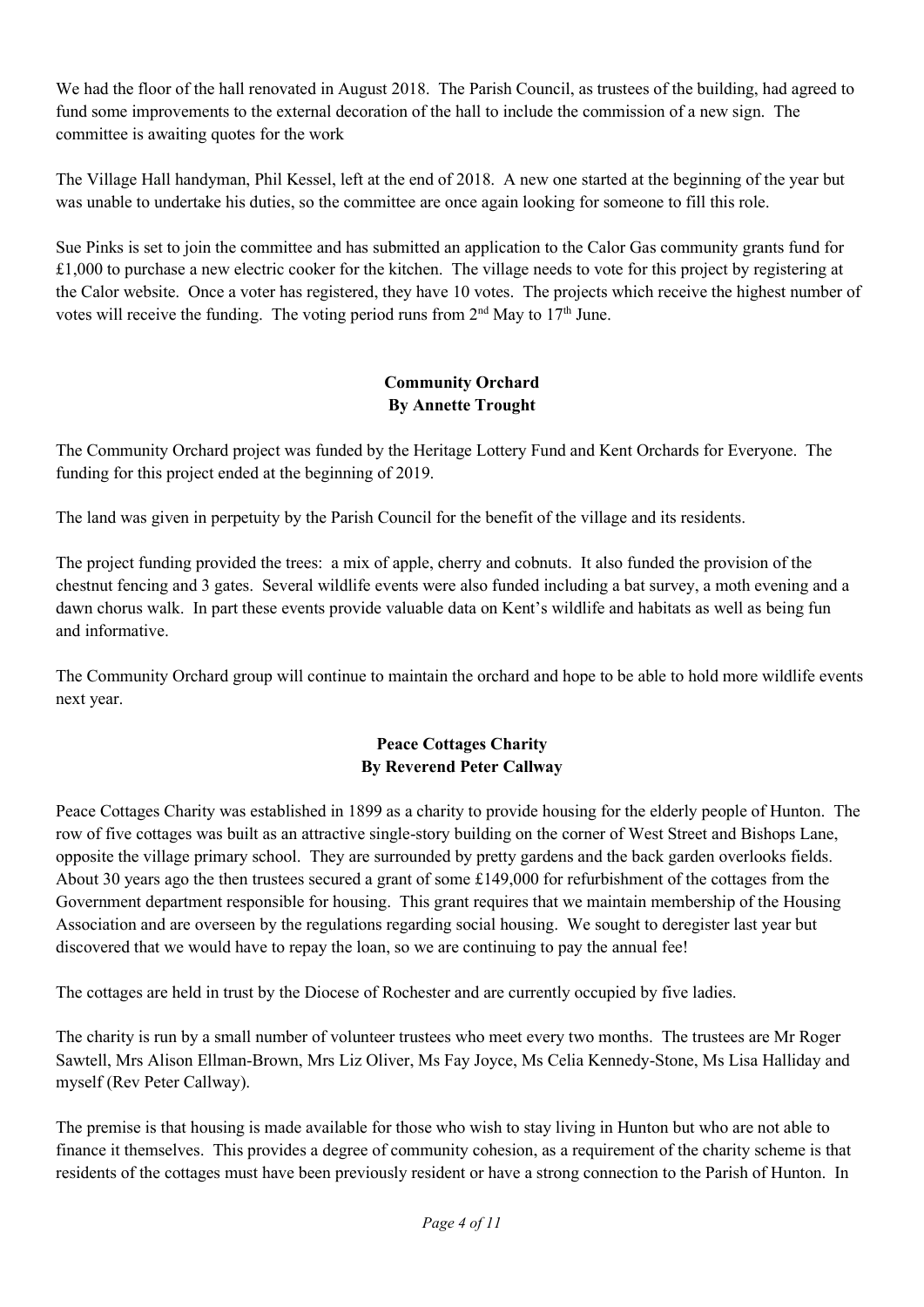We had the floor of the hall renovated in August 2018. The Parish Council, as trustees of the building, had agreed to fund some improvements to the external decoration of the hall to include the commission of a new sign. The committee is awaiting quotes for the work

The Village Hall handyman, Phil Kessel, left at the end of 2018. A new one started at the beginning of the year but was unable to undertake his duties, so the committee are once again looking for someone to fill this role.

Sue Pinks is set to join the committee and has submitted an application to the Calor Gas community grants fund for £1,000 to purchase a new electric cooker for the kitchen. The village needs to vote for this project by registering at the Calor website. Once a voter has registered, they have 10 votes. The projects which receive the highest number of votes will receive the funding. The voting period runs from 2nd May to 17th June.

## Community Orchard
**By Annette Trought**

The Community Orchard project was funded by the Heritage Lottery Fund and Kent Orchards for Everyone. The funding for this project ended at the beginning of 2019.

The land was given in perpetuity by the Parish Council for the benefit of the village and its residents.

The project funding provided the trees: a mix of apple, cherry and cobnuts. It also funded the provision of the chestnut fencing and 3 gates. Several wildlife events were also funded including a bat survey, a moth evening and a dawn chorus walk. In part these events provide valuable data on Kent's wildlife and habitats as well as being fun and informative.

The Community Orchard group will continue to maintain the orchard and hope to be able to hold more wildlife events next year.

## Peace Cottages Charity
**By Reverend Peter Callway**

Peace Cottages Charity was established in 1899 as a charity to provide housing for the elderly people of Hunton. The row of five cottages was built as an attractive single-story building on the corner of West Street and Bishops Lane, opposite the village primary school. They are surrounded by pretty gardens and the back garden overlooks fields. About 30 years ago the then trustees secured a grant of some £149,000 for refurbishment of the cottages from the Government department responsible for housing. This grant requires that we maintain membership of the Housing Association and are overseen by the regulations regarding social housing. We sought to deregister last year but discovered that we would have to repay the loan, so we are continuing to pay the annual fee!

The cottages are held in trust by the Diocese of Rochester and are currently occupied by five ladies.

The charity is run by a small number of volunteer trustees who meet every two months. The trustees are Mr Roger Sawtell, Mrs Alison Ellman-Brown, Mrs Liz Oliver, Ms Fay Joyce, Ms Celia Kennedy-Stone, Ms Lisa Halliday and myself (Rev Peter Callway).

The premise is that housing is made available for those who wish to stay living in Hunton but who are not able to finance it themselves. This provides a degree of community cohesion, as a requirement of the charity scheme is that residents of the cottages must have been previously resident or have a strong connection to the Parish of Hunton. In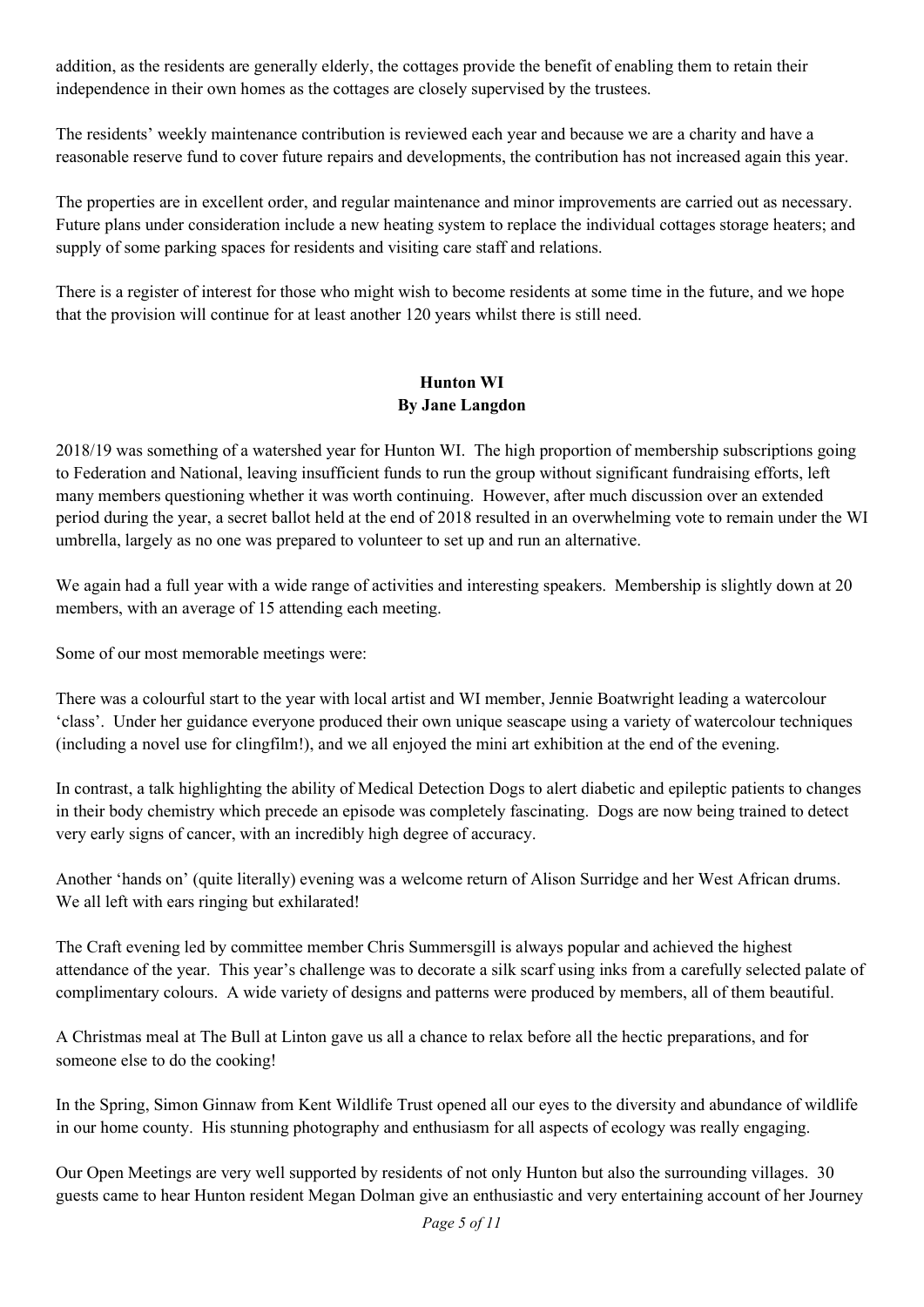addition, as the residents are generally elderly, the cottages provide the benefit of enabling them to retain their independence in their own homes as the cottages are closely supervised by the trustees.

The residents' weekly maintenance contribution is reviewed each year and because we are a charity and have a reasonable reserve fund to cover future repairs and developments, the contribution has not increased again this year.

The properties are in excellent order, and regular maintenance and minor improvements are carried out as necessary. Future plans under consideration include a new heating system to replace the individual cottages storage heaters; and supply of some parking spaces for residents and visiting care staff and relations.

There is a register of interest for those who might wish to become residents at some time in the future, and we hope that the provision will continue for at least another 120 years whilst there is still need.

## Hunton WI

**By Jane Langdon**

2018/19 was something of a watershed year for Hunton WI. The high proportion of membership subscriptions going to Federation and National, leaving insufficient funds to run the group without significant fundraising efforts, left many members questioning whether it was worth continuing. However, after much discussion over an extended period during the year, a secret ballot held at the end of 2018 resulted in an overwhelming vote to remain under the WI umbrella, largely as no one was prepared to volunteer to set up and run an alternative.

We again had a full year with a wide range of activities and interesting speakers. Membership is slightly down at 20 members, with an average of 15 attending each meeting.

Some of our most memorable meetings were:

There was a colourful start to the year with local artist and WI member, Jennie Boatwright leading a watercolour 'class'. Under her guidance everyone produced their own unique seascape using a variety of watercolour techniques (including a novel use for clingfilm!), and we all enjoyed the mini art exhibition at the end of the evening.

In contrast, a talk highlighting the ability of Medical Detection Dogs to alert diabetic and epileptic patients to changes in their body chemistry which precede an episode was completely fascinating. Dogs are now being trained to detect very early signs of cancer, with an incredibly high degree of accuracy.

Another 'hands on' (quite literally) evening was a welcome return of Alison Surridge and her West African drums. We all left with ears ringing but exhilarated!

The Craft evening led by committee member Chris Summersgill is always popular and achieved the highest attendance of the year. This year's challenge was to decorate a silk scarf using inks from a carefully selected palate of complimentary colours. A wide variety of designs and patterns were produced by members, all of them beautiful.

A Christmas meal at The Bull at Linton gave us all a chance to relax before all the hectic preparations, and for someone else to do the cooking!

In the Spring, Simon Ginnaw from Kent Wildlife Trust opened all our eyes to the diversity and abundance of wildlife in our home county. His stunning photography and enthusiasm for all aspects of ecology was really engaging.

Our Open Meetings are very well supported by residents of not only Hunton but also the surrounding villages. 30 guests came to hear Hunton resident Megan Dolman give an enthusiastic and very entertaining account of her Journey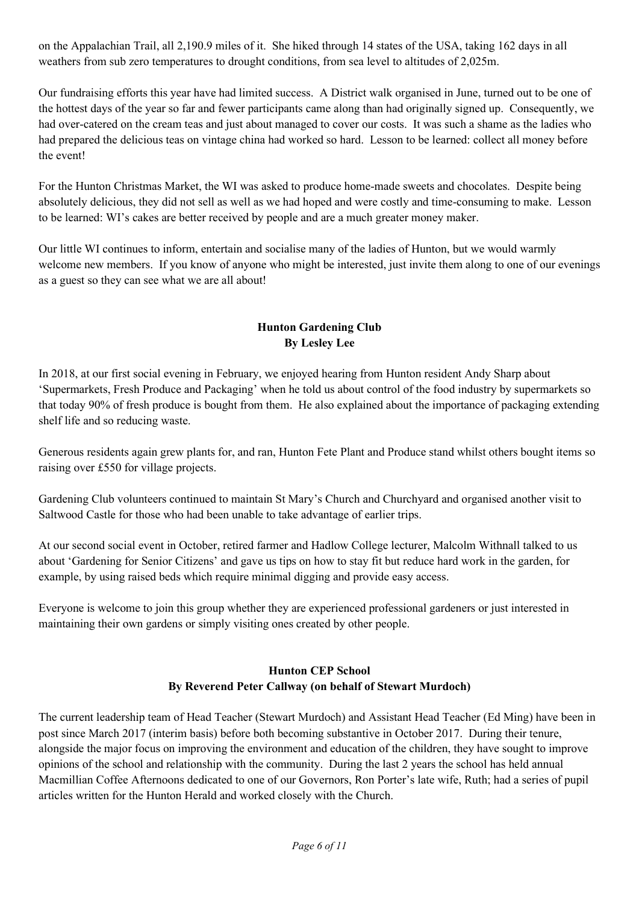on the Appalachian Trail, all 2,190.9 miles of it. She hiked through 14 states of the USA, taking 162 days in all weathers from sub zero temperatures to drought conditions, from sea level to altitudes of 2,025m.

Our fundraising efforts this year have had limited success. A District walk organised in June, turned out to be one of the hottest days of the year so far and fewer participants came along than had originally signed up. Consequently, we had over-catered on the cream teas and just about managed to cover our costs. It was such a shame as the ladies who had prepared the delicious teas on vintage china had worked so hard. Lesson to be learned: collect all money before the event!

For the Hunton Christmas Market, the WI was asked to produce home-made sweets and chocolates. Despite being absolutely delicious, they did not sell as well as we had hoped and were costly and time-consuming to make. Lesson to be learned: WI's cakes are better received by people and are a much greater money maker.

Our little WI continues to inform, entertain and socialise many of the ladies of Hunton, but we would warmly welcome new members. If you know of anyone who might be interested, just invite them along to one of our evenings as a guest so they can see what we are all about!

## Hunton Gardening Club
**By Lesley Lee**

In 2018, at our first social evening in February, we enjoyed hearing from Hunton resident Andy Sharp about 'Supermarkets, Fresh Produce and Packaging' when he told us about control of the food industry by supermarkets so that today 90% of fresh produce is bought from them. He also explained about the importance of packaging extending shelf life and so reducing waste.

Generous residents again grew plants for, and ran, Hunton Fete Plant and Produce stand whilst others bought items so raising over £550 for village projects.

Gardening Club volunteers continued to maintain St Mary's Church and Churchyard and organised another visit to Saltwood Castle for those who had been unable to take advantage of earlier trips.

At our second social event in October, retired farmer and Hadlow College lecturer, Malcolm Withnall talked to us about 'Gardening for Senior Citizens' and gave us tips on how to stay fit but reduce hard work in the garden, for example, by using raised beds which require minimal digging and provide easy access.

Everyone is welcome to join this group whether they are experienced professional gardeners or just interested in maintaining their own gardens or simply visiting ones created by other people.

## Hunton CEP School
**By Reverend Peter Callway (on behalf of Stewart Murdoch)**

The current leadership team of Head Teacher (Stewart Murdoch) and Assistant Head Teacher (Ed Ming) have been in post since March 2017 (interim basis) before both becoming substantive in October 2017. During their tenure, alongside the major focus on improving the environment and education of the children, they have sought to improve opinions of the school and relationship with the community. During the last 2 years the school has held annual Macmillian Coffee Afternoons dedicated to one of our Governors, Ron Porter's late wife, Ruth; had a series of pupil articles written for the Hunton Herald and worked closely with the Church.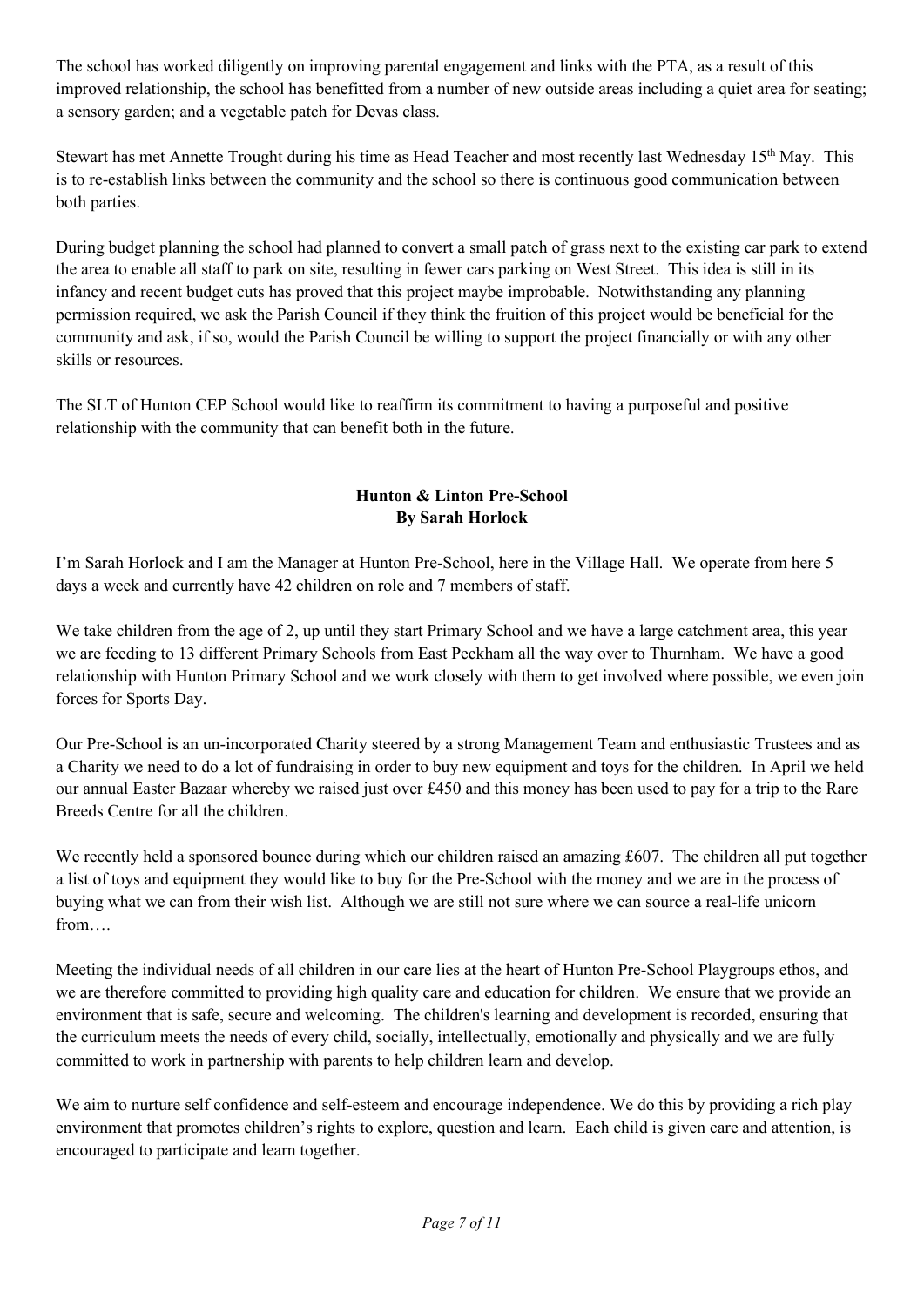The school has worked diligently on improving parental engagement and links with the PTA, as a result of this improved relationship, the school has benefitted from a number of new outside areas including a quiet area for seating; a sensory garden; and a vegetable patch for Devas class.

Stewart has met Annette Trought during his time as Head Teacher and most recently last Wednesday 15th May. This is to re-establish links between the community and the school so there is continuous good communication between both parties.

During budget planning the school had planned to convert a small patch of grass next to the existing car park to extend the area to enable all staff to park on site, resulting in fewer cars parking on West Street. This idea is still in its infancy and recent budget cuts has proved that this project maybe improbable. Notwithstanding any planning permission required, we ask the Parish Council if they think the fruition of this project would be beneficial for the community and ask, if so, would the Parish Council be willing to support the project financially or with any other skills or resources.

The SLT of Hunton CEP School would like to reaffirm its commitment to having a purposeful and positive relationship with the community that can benefit both in the future.

**Hunton & Linton Pre-School**
**By Sarah Horlock**

I'm Sarah Horlock and I am the Manager at Hunton Pre-School, here in the Village Hall. We operate from here 5 days a week and currently have 42 children on role and 7 members of staff.

We take children from the age of 2, up until they start Primary School and we have a large catchment area, this year we are feeding to 13 different Primary Schools from East Peckham all the way over to Thurnham. We have a good relationship with Hunton Primary School and we work closely with them to get involved where possible, we even join forces for Sports Day.

Our Pre-School is an un-incorporated Charity steered by a strong Management Team and enthusiastic Trustees and as a Charity we need to do a lot of fundraising in order to buy new equipment and toys for the children. In April we held our annual Easter Bazaar whereby we raised just over £450 and this money has been used to pay for a trip to the Rare Breeds Centre for all the children.

We recently held a sponsored bounce during which our children raised an amazing £607. The children all put together a list of toys and equipment they would like to buy for the Pre-School with the money and we are in the process of buying what we can from their wish list. Although we are still not sure where we can source a real-life unicorn from….

Meeting the individual needs of all children in our care lies at the heart of Hunton Pre-School Playgroups ethos, and we are therefore committed to providing high quality care and education for children. We ensure that we provide an environment that is safe, secure and welcoming. The children's learning and development is recorded, ensuring that the curriculum meets the needs of every child, socially, intellectually, emotionally and physically and we are fully committed to work in partnership with parents to help children learn and develop.

We aim to nurture self confidence and self-esteem and encourage independence. We do this by providing a rich play environment that promotes children's rights to explore, question and learn. Each child is given care and attention, is encouraged to participate and learn together.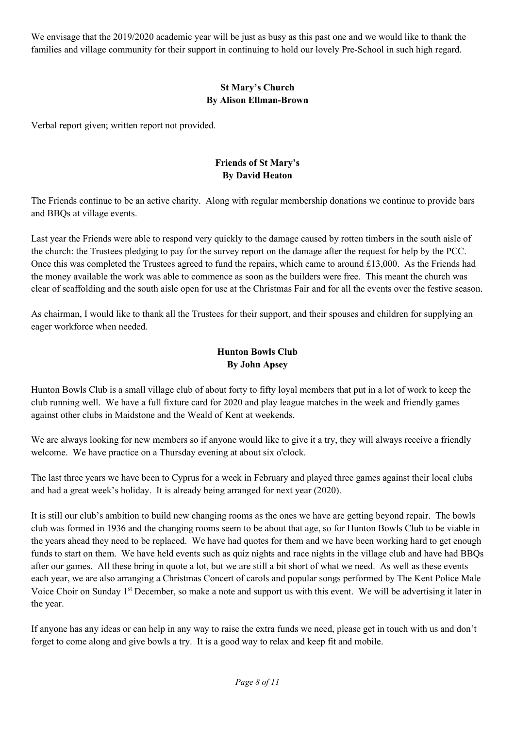We envisage that the 2019/2020 academic year will be just as busy as this past one and we would like to thank the families and village community for their support in continuing to hold our lovely Pre-School in such high regard.

**St Mary's Church**
**By Alison Ellman-Brown**

Verbal report given; written report not provided.

**Friends of St Mary's**
**By David Heaton**

The Friends continue to be an active charity. Along with regular membership donations we continue to provide bars and BBQs at village events.

Last year the Friends were able to respond very quickly to the damage caused by rotten timbers in the south aisle of the church: the Trustees pledging to pay for the survey report on the damage after the request for help by the PCC. Once this was completed the Trustees agreed to fund the repairs, which came to around £13,000. As the Friends had the money available the work was able to commence as soon as the builders were free. This meant the church was clear of scaffolding and the south aisle open for use at the Christmas Fair and for all the events over the festive season.

As chairman, I would like to thank all the Trustees for their support, and their spouses and children for supplying an eager workforce when needed.

**Hunton Bowls Club**
**By John Apsey**

Hunton Bowls Club is a small village club of about forty to fifty loyal members that put in a lot of work to keep the club running well. We have a full fixture card for 2020 and play league matches in the week and friendly games against other clubs in Maidstone and the Weald of Kent at weekends.

We are always looking for new members so if anyone would like to give it a try, they will always receive a friendly welcome. We have practice on a Thursday evening at about six o'clock.

The last three years we have been to Cyprus for a week in February and played three games against their local clubs and had a great week's holiday. It is already being arranged for next year (2020).

It is still our club's ambition to build new changing rooms as the ones we have are getting beyond repair. The bowls club was formed in 1936 and the changing rooms seem to be about that age, so for Hunton Bowls Club to be viable in the years ahead they need to be replaced. We have had quotes for them and we have been working hard to get enough funds to start on them. We have held events such as quiz nights and race nights in the village club and have had BBQs after our games. All these bring in quote a lot, but we are still a bit short of what we need. As well as these events each year, we are also arranging a Christmas Concert of carols and popular songs performed by The Kent Police Male Voice Choir on Sunday 1st December, so make a note and support us with this event. We will be advertising it later in the year.

If anyone has any ideas or can help in any way to raise the extra funds we need, please get in touch with us and don't forget to come along and give bowls a try. It is a good way to relax and keep fit and mobile.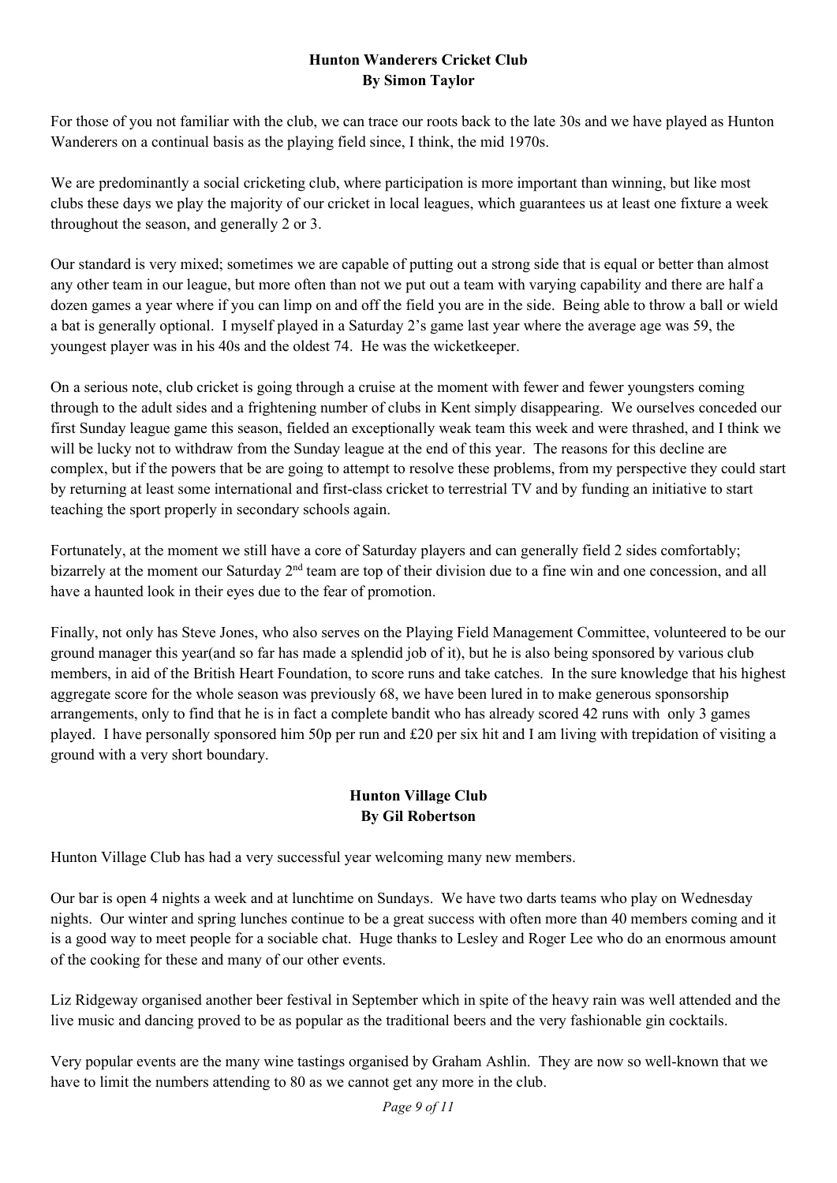## Hunton Wanderers Cricket Club
**By Simon Taylor**

For those of you not familiar with the club, we can trace our roots back to the late 30s and we have played as Hunton Wanderers on a continual basis as the playing field since, I think, the mid 1970s.

We are predominantly a social cricketing club, where participation is more important than winning, but like most clubs these days we play the majority of our cricket in local leagues, which guarantees us at least one fixture a week throughout the season, and generally 2 or 3.

Our standard is very mixed; sometimes we are capable of putting out a strong side that is equal or better than almost any other team in our league, but more often than not we put out a team with varying capability and there are half a dozen games a year where if you can limp on and off the field you are in the side. Being able to throw a ball or wield a bat is generally optional. I myself played in a Saturday 2's game last year where the average age was 59, the youngest player was in his 40s and the oldest 74. He was the wicketkeeper.

On a serious note, club cricket is going through a cruise at the moment with fewer and fewer youngsters coming through to the adult sides and a frightening number of clubs in Kent simply disappearing. We ourselves conceded our first Sunday league game this season, fielded an exceptionally weak team this week and were thrashed, and I think we will be lucky not to withdraw from the Sunday league at the end of this year. The reasons for this decline are complex, but if the powers that be are going to attempt to resolve these problems, from my perspective they could start by returning at least some international and first-class cricket to terrestrial TV and by funding an initiative to start teaching the sport properly in secondary schools again.

Fortunately, at the moment we still have a core of Saturday players and can generally field 2 sides comfortably; bizarrely at the moment our Saturday 2nd team are top of their division due to a fine win and one concession, and all have a haunted look in their eyes due to the fear of promotion.

Finally, not only has Steve Jones, who also serves on the Playing Field Management Committee, volunteered to be our ground manager this year(and so far has made a splendid job of it), but he is also being sponsored by various club members, in aid of the British Heart Foundation, to score runs and take catches. In the sure knowledge that his highest aggregate score for the whole season was previously 68, we have been lured in to make generous sponsorship arrangements, only to find that he is in fact a complete bandit who has already scored 42 runs with only 3 games played. I have personally sponsored him 50p per run and £20 per six hit and I am living with trepidation of visiting a ground with a very short boundary.

## Hunton Village Club
**By Gil Robertson**

Hunton Village Club has had a very successful year welcoming many new members.

Our bar is open 4 nights a week and at lunchtime on Sundays. We have two darts teams who play on Wednesday nights. Our winter and spring lunches continue to be a great success with often more than 40 members coming and it is a good way to meet people for a sociable chat. Huge thanks to Lesley and Roger Lee who do an enormous amount of the cooking for these and many of our other events.

Liz Ridgeway organised another beer festival in September which in spite of the heavy rain was well attended and the live music and dancing proved to be as popular as the traditional beers and the very fashionable gin cocktails.

Very popular events are the many wine tastings organised by Graham Ashlin. They are now so well-known that we have to limit the numbers attending to 80 as we cannot get any more in the club.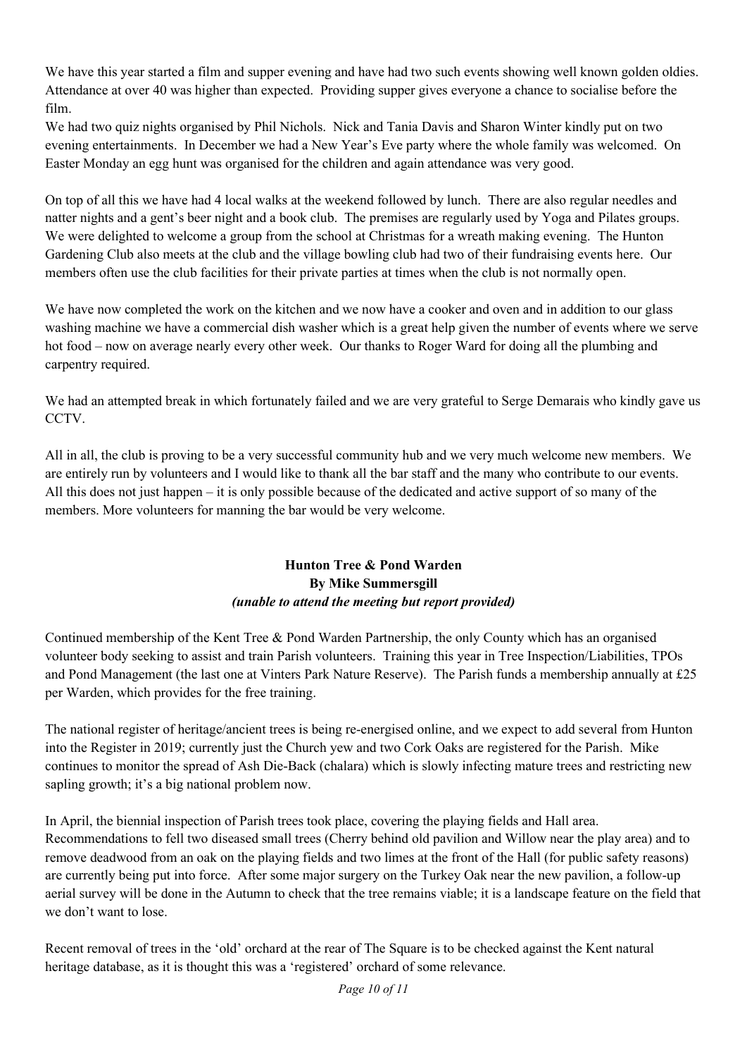We have this year started a film and supper evening and have had two such events showing well known golden oldies. Attendance at over 40 was higher than expected. Providing supper gives everyone a chance to socialise before the film.
We had two quiz nights organised by Phil Nichols. Nick and Tania Davis and Sharon Winter kindly put on two evening entertainments. In December we had a New Year's Eve party where the whole family was welcomed. On Easter Monday an egg hunt was organised for the children and again attendance was very good.

On top of all this we have had 4 local walks at the weekend followed by lunch. There are also regular needles and natter nights and a gent's beer night and a book club. The premises are regularly used by Yoga and Pilates groups. We were delighted to welcome a group from the school at Christmas for a wreath making evening. The Hunton Gardening Club also meets at the club and the village bowling club had two of their fundraising events here. Our members often use the club facilities for their private parties at times when the club is not normally open.

We have now completed the work on the kitchen and we now have a cooker and oven and in addition to our glass washing machine we have a commercial dish washer which is a great help given the number of events where we serve hot food – now on average nearly every other week. Our thanks to Roger Ward for doing all the plumbing and carpentry required.

We had an attempted break in which fortunately failed and we are very grateful to Serge Demarais who kindly gave us CCTV.

All in all, the club is proving to be a very successful community hub and we very much welcome new members. We are entirely run by volunteers and I would like to thank all the bar staff and the many who contribute to our events. All this does not just happen – it is only possible because of the dedicated and active support of so many of the members. More volunteers for manning the bar would be very welcome.

## Hunton Tree & Pond Warden
**By Mike Summersgill**
***(unable to attend the meeting but report provided)***

Continued membership of the Kent Tree & Pond Warden Partnership, the only County which has an organised volunteer body seeking to assist and train Parish volunteers. Training this year in Tree Inspection/Liabilities, TPOs and Pond Management (the last one at Vinters Park Nature Reserve). The Parish funds a membership annually at £25 per Warden, which provides for the free training.

The national register of heritage/ancient trees is being re-energised online, and we expect to add several from Hunton into the Register in 2019; currently just the Church yew and two Cork Oaks are registered for the Parish. Mike continues to monitor the spread of Ash Die-Back (chalara) which is slowly infecting mature trees and restricting new sapling growth; it's a big national problem now.

In April, the biennial inspection of Parish trees took place, covering the playing fields and Hall area. Recommendations to fell two diseased small trees (Cherry behind old pavilion and Willow near the play area) and to remove deadwood from an oak on the playing fields and two limes at the front of the Hall (for public safety reasons) are currently being put into force. After some major surgery on the Turkey Oak near the new pavilion, a follow-up aerial survey will be done in the Autumn to check that the tree remains viable; it is a landscape feature on the field that we don't want to lose.

Recent removal of trees in the 'old' orchard at the rear of The Square is to be checked against the Kent natural heritage database, as it is thought this was a 'registered' orchard of some relevance.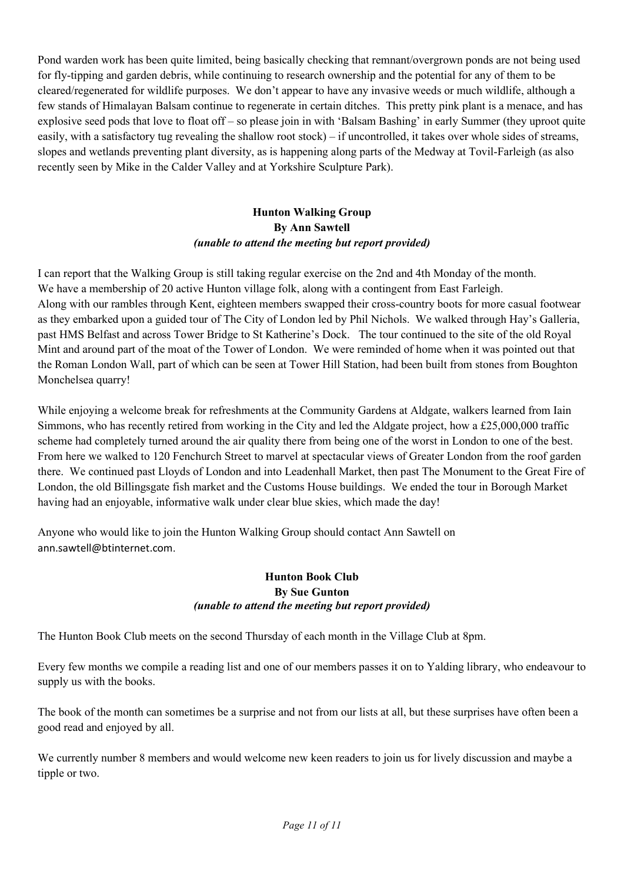Pond warden work has been quite limited, being basically checking that remnant/overgrown ponds are not being used for fly-tipping and garden debris, while continuing to research ownership and the potential for any of them to be cleared/regenerated for wildlife purposes. We don't appear to have any invasive weeds or much wildlife, although a few stands of Himalayan Balsam continue to regenerate in certain ditches. This pretty pink plant is a menace, and has explosive seed pods that love to float off – so please join in with 'Balsam Bashing' in early Summer (they uproot quite easily, with a satisfactory tug revealing the shallow root stock) – if uncontrolled, it takes over whole sides of streams, slopes and wetlands preventing plant diversity, as is happening along parts of the Medway at Tovil-Farleigh (as also recently seen by Mike in the Calder Valley and at Yorkshire Sculpture Park).

## Hunton Walking Group

**By Ann Sawtell**

***(unable to attend the meeting but report provided)***

I can report that the Walking Group is still taking regular exercise on the 2nd and 4th Monday of the month.
We have a membership of 20 active Hunton village folk, along with a contingent from East Farleigh.
Along with our rambles through Kent, eighteen members swapped their cross-country boots for more casual footwear as they embarked upon a guided tour of The City of London led by Phil Nichols. We walked through Hay's Galleria, past HMS Belfast and across Tower Bridge to St Katherine's Dock. The tour continued to the site of the old Royal Mint and around part of the moat of the Tower of London. We were reminded of home when it was pointed out that the Roman London Wall, part of which can be seen at Tower Hill Station, had been built from stones from Boughton Monchelsea quarry!

While enjoying a welcome break for refreshments at the Community Gardens at Aldgate, walkers learned from Iain Simmons, who has recently retired from working in the City and led the Aldgate project, how a £25,000,000 traffic scheme had completely turned around the air quality there from being one of the worst in London to one of the best. From here we walked to 120 Fenchurch Street to marvel at spectacular views of Greater London from the roof garden there. We continued past Lloyds of London and into Leadenhall Market, then past The Monument to the Great Fire of London, the old Billingsgate fish market and the Customs House buildings. We ended the tour in Borough Market having had an enjoyable, informative walk under clear blue skies, which made the day!

Anyone who would like to join the Hunton Walking Group should contact Ann Sawtell on ann.sawtell@btinternet.com.

## Hunton Book Club

**By Sue Gunton**

***(unable to attend the meeting but report provided)***

The Hunton Book Club meets on the second Thursday of each month in the Village Club at 8pm.

Every few months we compile a reading list and one of our members passes it on to Yalding library, who endeavour to supply us with the books.

The book of the month can sometimes be a surprise and not from our lists at all, but these surprises have often been a good read and enjoyed by all.

We currently number 8 members and would welcome new keen readers to join us for lively discussion and maybe a tipple or two.